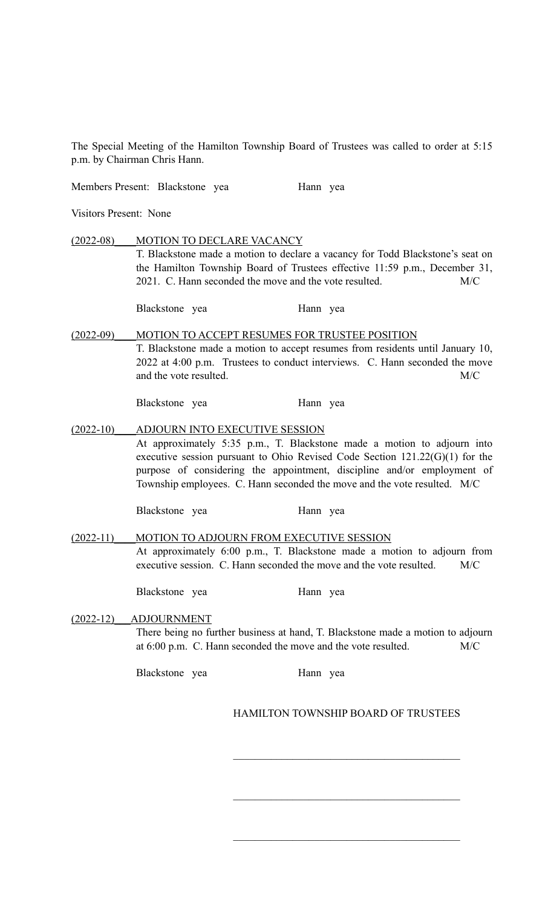The Special Meeting of the Hamilton Township Board of Trustees was called to order at 5:15 p.m. by Chairman Chris Hann.

Members Present: Blackstone yea Hann yea

Visitors Present: None

**(2022-08) MOTION TO DECLARE VACANCY**

T. Blackstone made a motion to declare a vacancy for Todd Blackstone's seat on the Hamilton Township Board of Trustees effective 11:59 p.m., December 31, 2021. C. Hann seconded the move and the vote resulted. M/C

Blackstone yea Hann yea

**(2022-09) MOTION TO ACCEPT RESUMES FOR TRUSTEE POSITION**

T. Blackstone made a motion to accept resumes from residents until January 10, 2022 at 4:00 p.m. Trustees to conduct interviews. C. Hann seconded the move and the vote resulted. M/C

Blackstone yea Hann yea

**(2022-10) ADJOURN INTO EXECUTIVE SESSION**

At approximately 5:35 p.m., T. Blackstone made a motion to adjourn into executive session pursuant to Ohio Revised Code Section 121.22(G)(1) for the purpose of considering the appointment, discipline and/or employment of Township employees. C. Hann seconded the move and the vote resulted. M/C

Blackstone yea Hann yea

**(2022-11) MOTION TO ADJOURN FROM EXECUTIVE SESSION**

At approximately 6:00 p.m., T. Blackstone made a motion to adjourn from executive session. C. Hann seconded the move and the vote resulted. M/C

Blackstone yea Hann yea

**(2022-12) ADJOURNMENT**

There being no further business at hand, T. Blackstone made a motion to adjourn at 6:00 p.m. C. Hann seconded the move and the vote resulted. M/C

Blackstone yea Hann yea

HAMILTON TOWNSHIP BOARD OF TRUSTEES

\_\_\_\_\_\_\_\_\_\_\_\_\_\_\_\_\_\_\_\_\_\_\_\_\_\_\_\_\_\_\_\_\_\_\_\_\_\_\_\_

\_\_\_\_\_\_\_\_\_\_\_\_\_\_\_\_\_\_\_\_\_\_\_\_\_\_\_\_\_\_\_\_\_\_\_\_\_\_\_\_

\_\_\_\_\_\_\_\_\_\_\_\_\_\_\_\_\_\_\_\_\_\_\_\_\_\_\_\_\_\_\_\_\_\_\_\_\_\_\_\_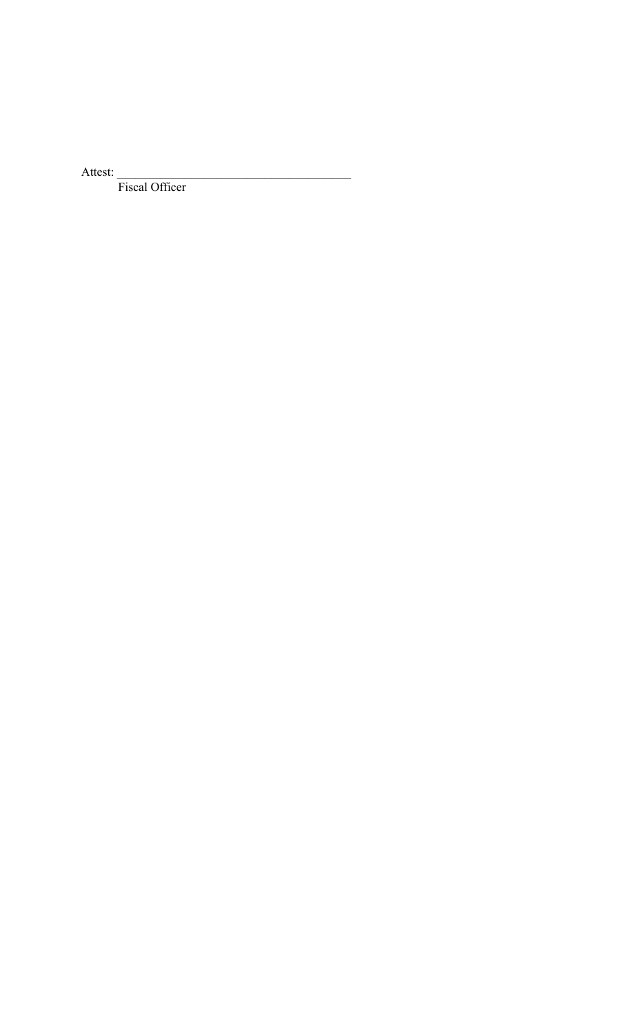Attest: ______________________________________

Fiscal Officer